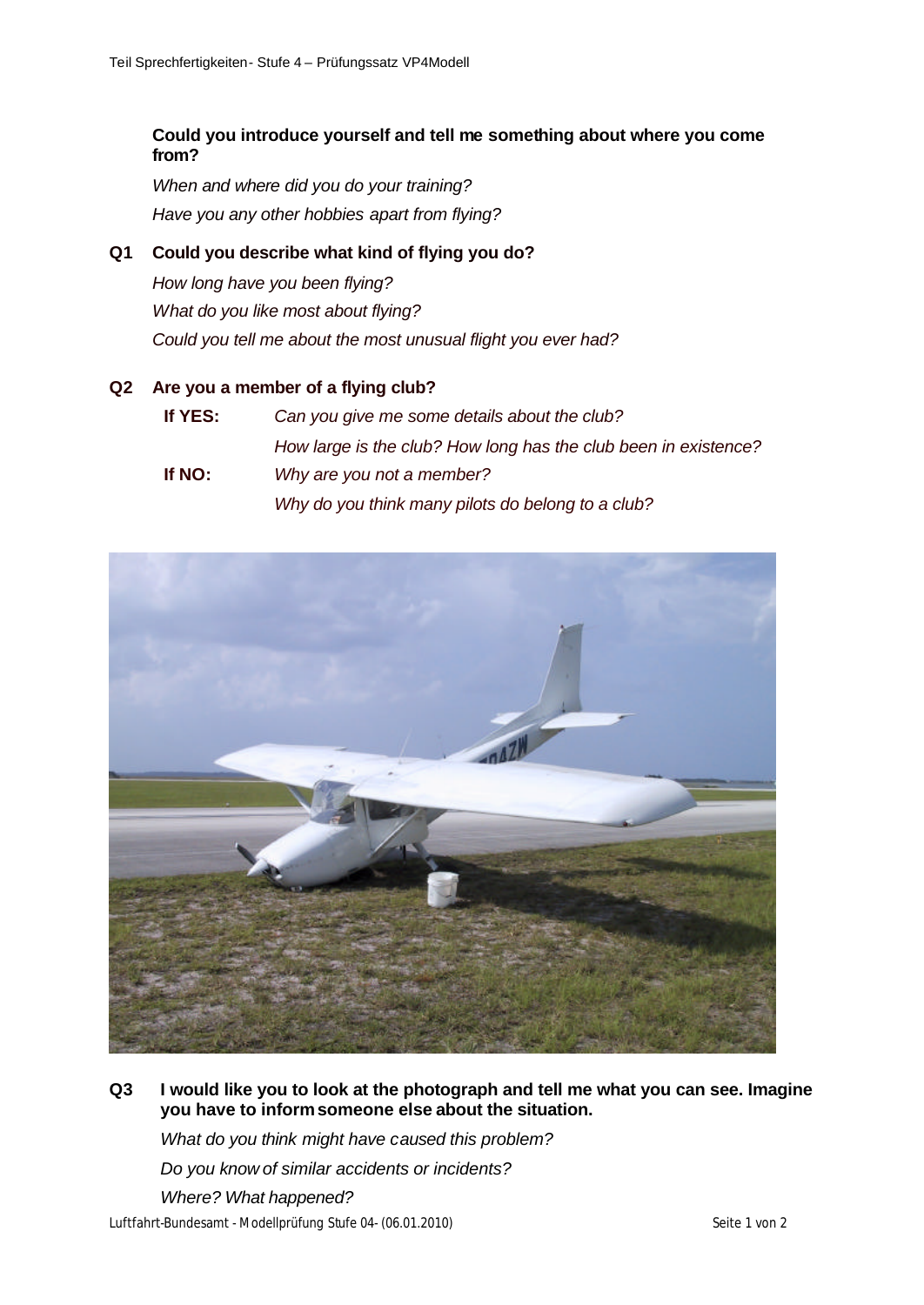**Could you introduce yourself and tell me something about where you come from?**

*When and where did you do your training?*

*Have you any other hobbies apart from flying?*

**Q1 Could you describe what kind of flying you do?**

*How long have you been flying?*

*What do you like most about flying?*

*Could you tell me about the most unusual flight you ever had?*

**Q2 Are you a member of a flying club?**

**If YES:** *Can you give me some details about the club?*

*How large is the club? How long has the club been in existence?*

**If NO:** *Why are you not a member?*

*Why do you think many pilots do belong to a club?*

**Q3 I would like you to look at the photograph and tell me what you can see. Imagine you have to inform someone else about the situation.**

*What do you think might have caused this problem?*

*Do you know of similar accidents or incidents?*

*Where? What happened?*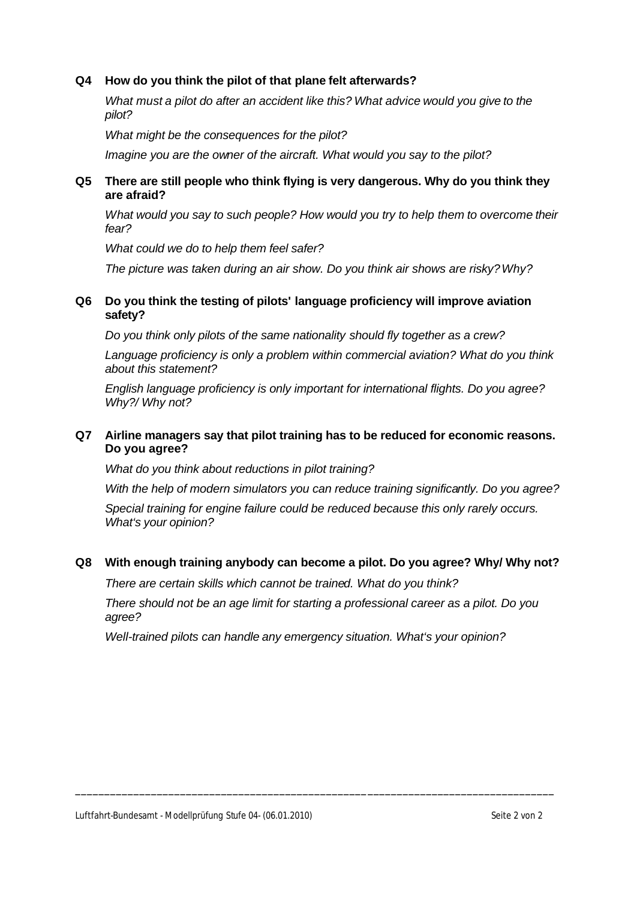**Q4 How do you think the pilot of that plane felt afterwards?**

*What must a pilot do after an accident like this? What advice would you give to the pilot?*

*What might be the consequences for the pilot?*

*Imagine you are the owner of the aircraft. What would you say to the pilot?*

**Q5 There are still people who think flying is very dangerous. Why do you think they are afraid?**

*What would you say to such people? How would you try to help them to overcome their fear?*

*What could we do to help them feel safer?*

*The picture was taken during an air show. Do you think air shows are risky? Why?*

**Q6 Do you think the testing of pilots' language proficiency will improve aviation safety?**

*Do you think only pilots of the same nationality should fly together as a crew?*

*Language proficiency is only a problem within commercial aviation? What do you think about this statement?*

*English language proficiency is only important for international flights. Do you agree? Why?/ Why not?*

**Q7 Airline managers say that pilot training has to be reduced for economic reasons. Do you agree?**

*What do you think about reductions in pilot training?*

*With the help of modern simulators you can reduce training significantly. Do you agree?*

*Special training for engine failure could be reduced because this only rarely occurs. What's your opinion?*

**Q8 With enough training anybody can become a pilot. Do you agree? Why/ Why not?**

*There are certain skills which cannot be trained. What do you think?*

*There should not be an age limit for starting a professional career as a pilot. Do you agree?*

*Well-trained pilots can handle any emergency situation. What's your opinion?*